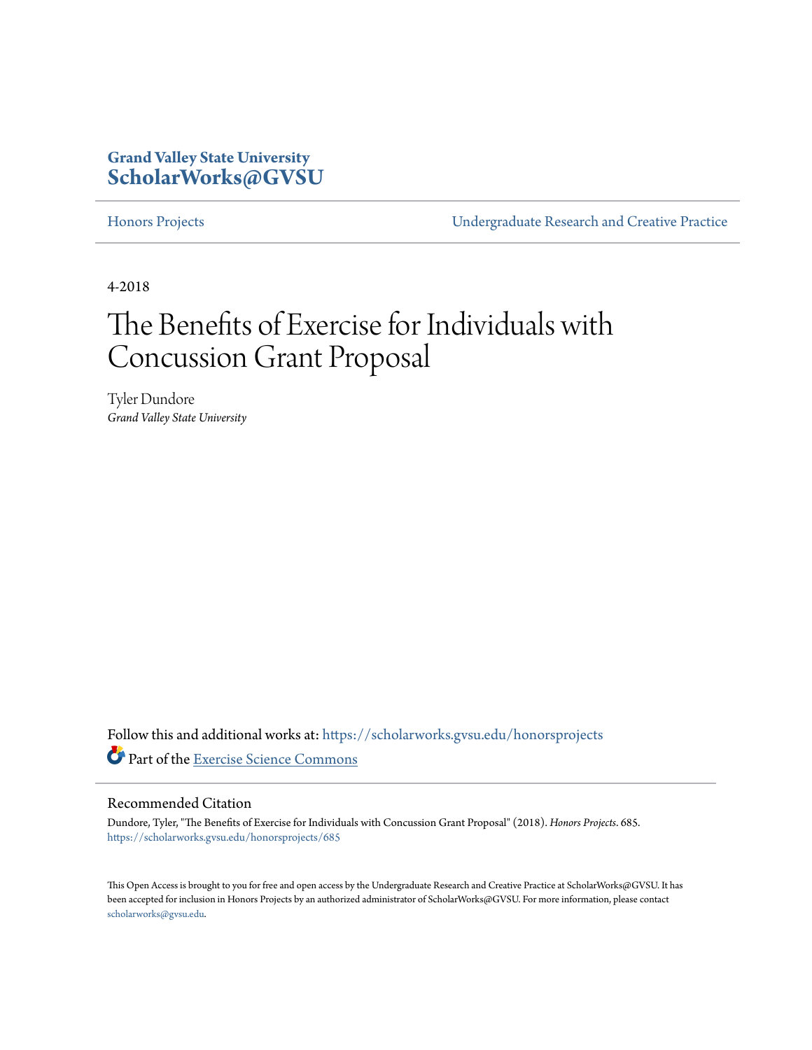**Grand Valley State University**
**ScholarWorks@GVSU**

Honors Projects | Undergraduate Research and Creative Practice

4-2018

# The Benefits of Exercise for Individuals with Concussion Grant Proposal

Tyler Dundore
*Grand Valley State University*

Follow this and additional works at: https://scholarworks.gvsu.edu/honorsprojects

Part of the Exercise Science Commons

## Recommended Citation

Dundore, Tyler, "The Benefits of Exercise for Individuals with Concussion Grant Proposal" (2018). *Honors Projects*. 685.
https://scholarworks.gvsu.edu/honorsprojects/685

This Open Access is brought to you for free and open access by the Undergraduate Research and Creative Practice at ScholarWorks@GVSU. It has been accepted for inclusion in Honors Projects by an authorized administrator of ScholarWorks@GVSU. For more information, please contact scholarworks@gvsu.edu.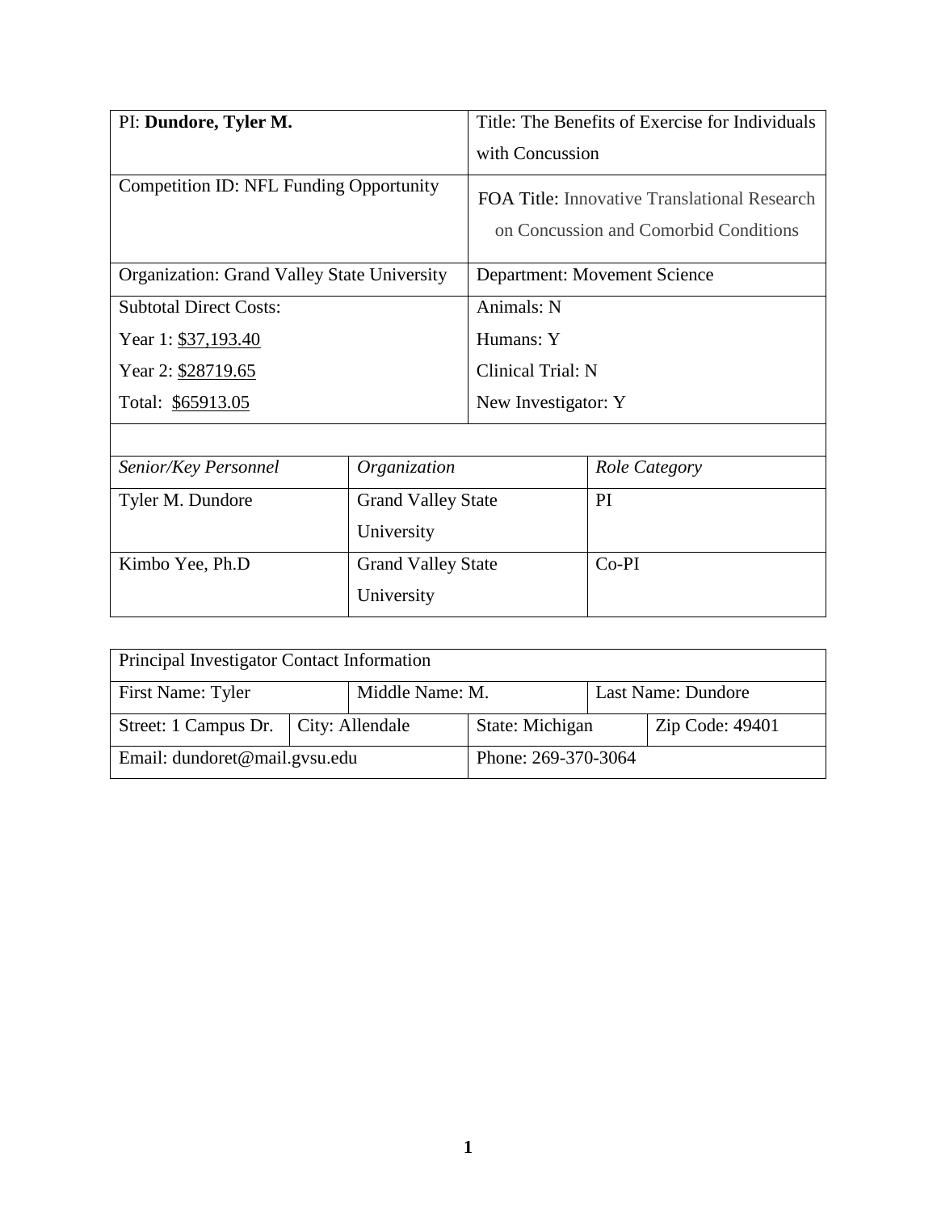| PI: **Dundore, Tyler M.** | Title: The Benefits of Exercise for Individuals with Concussion |
|---|---|
| Competition ID: NFL Funding Opportunity | FOA Title: Innovative Translational Research on Concussion and Comorbid Conditions |
| Organization: Grand Valley State University | Department: Movement Science |
| Subtotal Direct Costs:<br>Year 1: $37,193.40<br>Year 2: $28719.65<br>Total: $65913.05 | Animals: N<br>Humans: Y<br>Clinical Trial: N<br>New Investigator: Y |

| *Senior/Key Personnel* | *Organization* | *Role Category* |
|---|---|---|
| Tyler M. Dundore | Grand Valley State University | PI |
| Kimbo Yee, Ph.D | Grand Valley State University | Co-PI |

| Principal Investigator Contact Information | | | |
|---|---|---|---|
| First Name: Tyler | Middle Name: M. | Last Name: Dundore | |
| Street: 1 Campus Dr. | City: Allendale | State: Michigan | Zip Code: 49401 |
| Email: dundoret@mail.gvsu.edu | | Phone: 269-370-3064 | |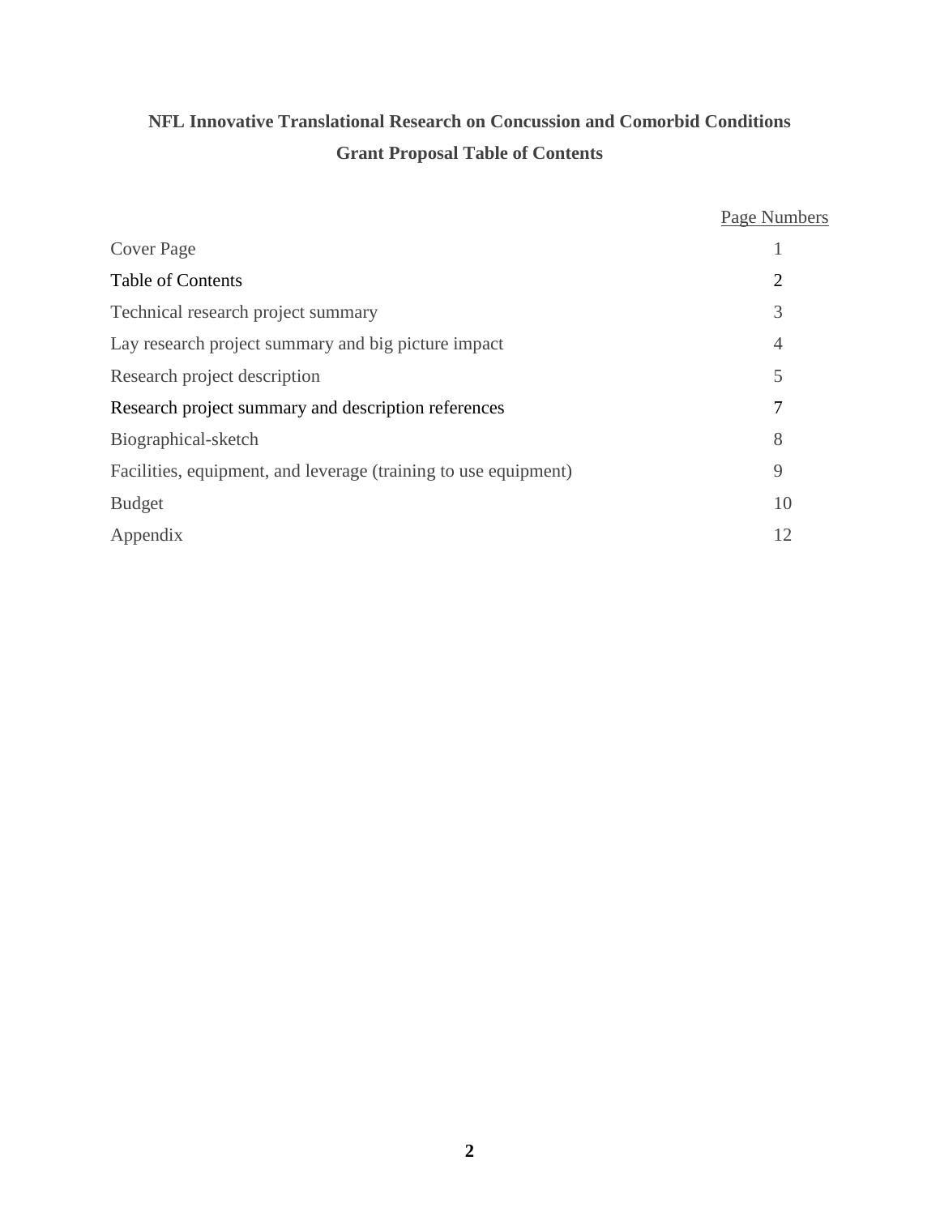**NFL Innovative Translational Research on Concussion and Comorbid Conditions**

**Grant Proposal Table of Contents**

| | Page Numbers |
|---|---|
| Cover Page | 1 |
| Table of Contents | 2 |
| Technical research project summary | 3 |
| Lay research project summary and big picture impact | 4 |
| Research project description | 5 |
| Research project summary and description references | 7 |
| Biographical-sketch | 8 |
| Facilities, equipment, and leverage (training to use equipment) | 9 |
| Budget | 10 |
| Appendix | 12 |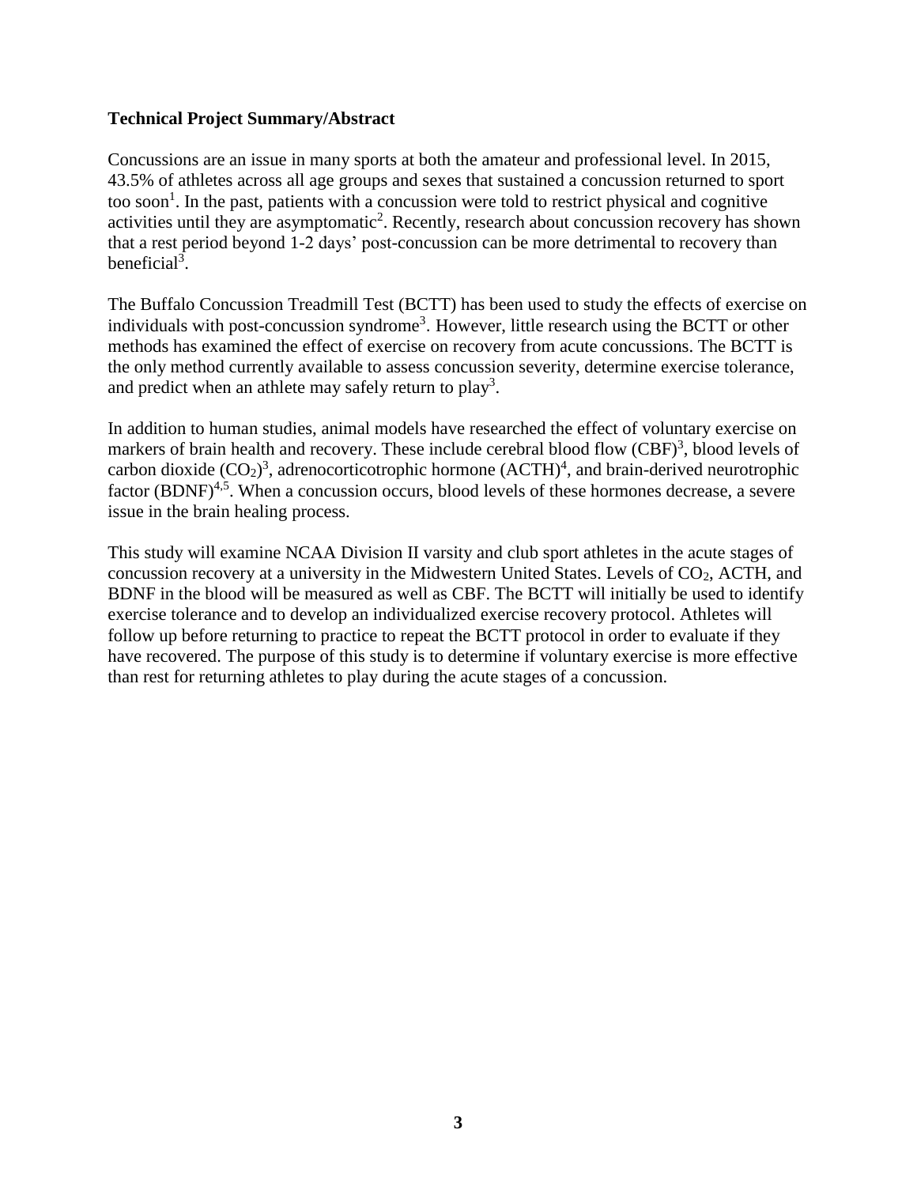**Technical Project Summary/Abstract**

Concussions are an issue in many sports at both the amateur and professional level. In 2015, 43.5% of athletes across all age groups and sexes that sustained a concussion returned to sport too soon[1]. In the past, patients with a concussion were told to restrict physical and cognitive activities until they are asymptomatic[2]. Recently, research about concussion recovery has shown that a rest period beyond 1-2 days' post-concussion can be more detrimental to recovery than beneficial[3].

The Buffalo Concussion Treadmill Test (BCTT) has been used to study the effects of exercise on individuals with post-concussion syndrome[3]. However, little research using the BCTT or other methods has examined the effect of exercise on recovery from acute concussions. The BCTT is the only method currently available to assess concussion severity, determine exercise tolerance, and predict when an athlete may safely return to play[3].

In addition to human studies, animal models have researched the effect of voluntary exercise on markers of brain health and recovery. These include cerebral blood flow (CBF)[3], blood levels of carbon dioxide ($CO_2$)[3], adrenocorticotrophic hormone (ACTH)[4], and brain-derived neurotrophic factor (BDNF)[4,5]. When a concussion occurs, blood levels of these hormones decrease, a severe issue in the brain healing process.

This study will examine NCAA Division II varsity and club sport athletes in the acute stages of concussion recovery at a university in the Midwestern United States. Levels of $CO_2$, ACTH, and BDNF in the blood will be measured as well as CBF. The BCTT will initially be used to identify exercise tolerance and to develop an individualized exercise recovery protocol. Athletes will follow up before returning to practice to repeat the BCTT protocol in order to evaluate if they have recovered. The purpose of this study is to determine if voluntary exercise is more effective than rest for returning athletes to play during the acute stages of a concussion.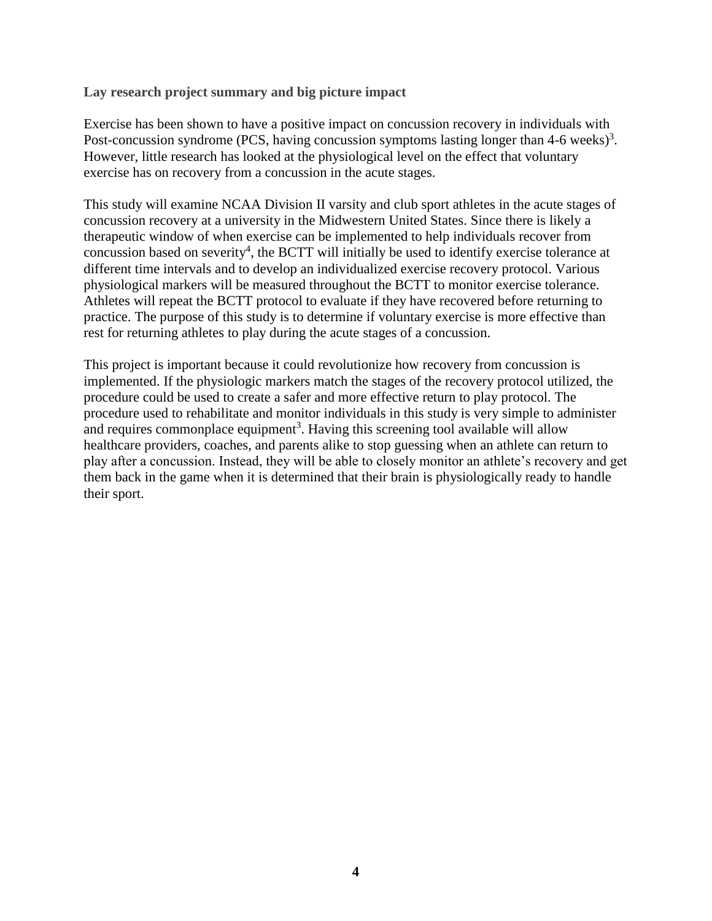### Lay research project summary and big picture impact

Exercise has been shown to have a positive impact on concussion recovery in individuals with Post-concussion syndrome (PCS, having concussion symptoms lasting longer than 4-6 weeks)[3]. However, little research has looked at the physiological level on the effect that voluntary exercise has on recovery from a concussion in the acute stages.

This study will examine NCAA Division II varsity and club sport athletes in the acute stages of concussion recovery at a university in the Midwestern United States. Since there is likely a therapeutic window of when exercise can be implemented to help individuals recover from concussion based on severity[4], the BCTT will initially be used to identify exercise tolerance at different time intervals and to develop an individualized exercise recovery protocol. Various physiological markers will be measured throughout the BCTT to monitor exercise tolerance. Athletes will repeat the BCTT protocol to evaluate if they have recovered before returning to practice. The purpose of this study is to determine if voluntary exercise is more effective than rest for returning athletes to play during the acute stages of a concussion.

This project is important because it could revolutionize how recovery from concussion is implemented. If the physiologic markers match the stages of the recovery protocol utilized, the procedure could be used to create a safer and more effective return to play protocol. The procedure used to rehabilitate and monitor individuals in this study is very simple to administer and requires commonplace equipment[3]. Having this screening tool available will allow healthcare providers, coaches, and parents alike to stop guessing when an athlete can return to play after a concussion. Instead, they will be able to closely monitor an athlete's recovery and get them back in the game when it is determined that their brain is physiologically ready to handle their sport.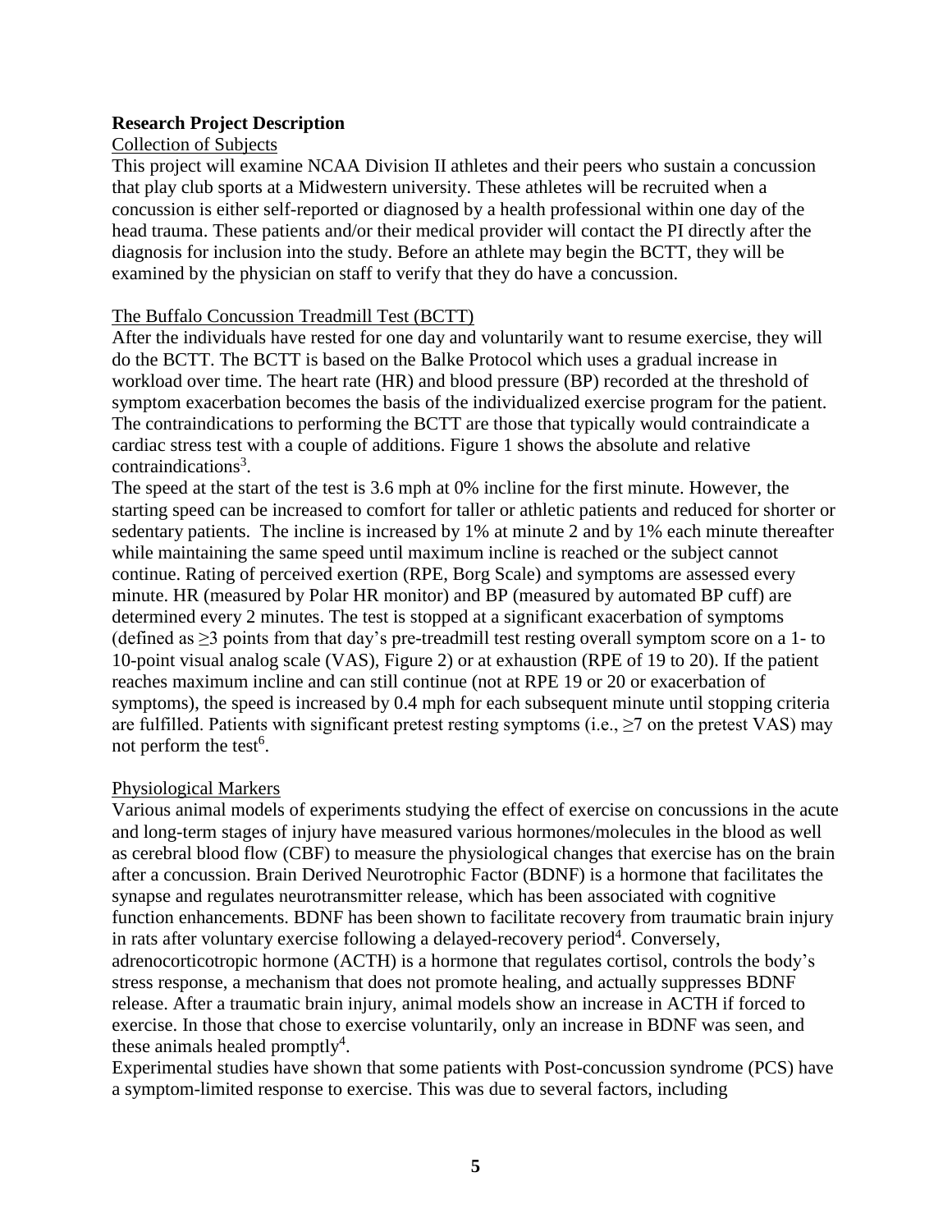**Research Project Description**

Collection of Subjects

This project will examine NCAA Division II athletes and their peers who sustain a concussion that play club sports at a Midwestern university. These athletes will be recruited when a concussion is either self-reported or diagnosed by a health professional within one day of the head trauma. These patients and/or their medical provider will contact the PI directly after the diagnosis for inclusion into the study. Before an athlete may begin the BCTT, they will be examined by the physician on staff to verify that they do have a concussion.

The Buffalo Concussion Treadmill Test (BCTT)

After the individuals have rested for one day and voluntarily want to resume exercise, they will do the BCTT. The BCTT is based on the Balke Protocol which uses a gradual increase in workload over time. The heart rate (HR) and blood pressure (BP) recorded at the threshold of symptom exacerbation becomes the basis of the individualized exercise program for the patient. The contraindications to performing the BCTT are those that typically would contraindicate a cardiac stress test with a couple of additions. Figure 1 shows the absolute and relative contraindications[3].

The speed at the start of the test is 3.6 mph at 0% incline for the first minute. However, the starting speed can be increased to comfort for taller or athletic patients and reduced for shorter or sedentary patients. The incline is increased by 1% at minute 2 and by 1% each minute thereafter while maintaining the same speed until maximum incline is reached or the subject cannot continue. Rating of perceived exertion (RPE, Borg Scale) and symptoms are assessed every minute. HR (measured by Polar HR monitor) and BP (measured by automated BP cuff) are determined every 2 minutes. The test is stopped at a significant exacerbation of symptoms (defined as $\geq 3$ points from that day's pre-treadmill test resting overall symptom score on a 1- to 10-point visual analog scale (VAS), Figure 2) or at exhaustion (RPE of 19 to 20). If the patient reaches maximum incline and can still continue (not at RPE 19 or 20 or exacerbation of symptoms), the speed is increased by 0.4 mph for each subsequent minute until stopping criteria are fulfilled. Patients with significant pretest resting symptoms (i.e., $\geq 7$ on the pretest VAS) may not perform the test[6].

Physiological Markers

Various animal models of experiments studying the effect of exercise on concussions in the acute and long-term stages of injury have measured various hormones/molecules in the blood as well as cerebral blood flow (CBF) to measure the physiological changes that exercise has on the brain after a concussion. Brain Derived Neurotrophic Factor (BDNF) is a hormone that facilitates the synapse and regulates neurotransmitter release, which has been associated with cognitive function enhancements. BDNF has been shown to facilitate recovery from traumatic brain injury in rats after voluntary exercise following a delayed-recovery period[4]. Conversely, adrenocorticotropic hormone (ACTH) is a hormone that regulates cortisol, controls the body's stress response, a mechanism that does not promote healing, and actually suppresses BDNF release. After a traumatic brain injury, animal models show an increase in ACTH if forced to exercise. In those that chose to exercise voluntarily, only an increase in BDNF was seen, and these animals healed promptly[4].

Experimental studies have shown that some patients with Post-concussion syndrome (PCS) have a symptom-limited response to exercise. This was due to several factors, including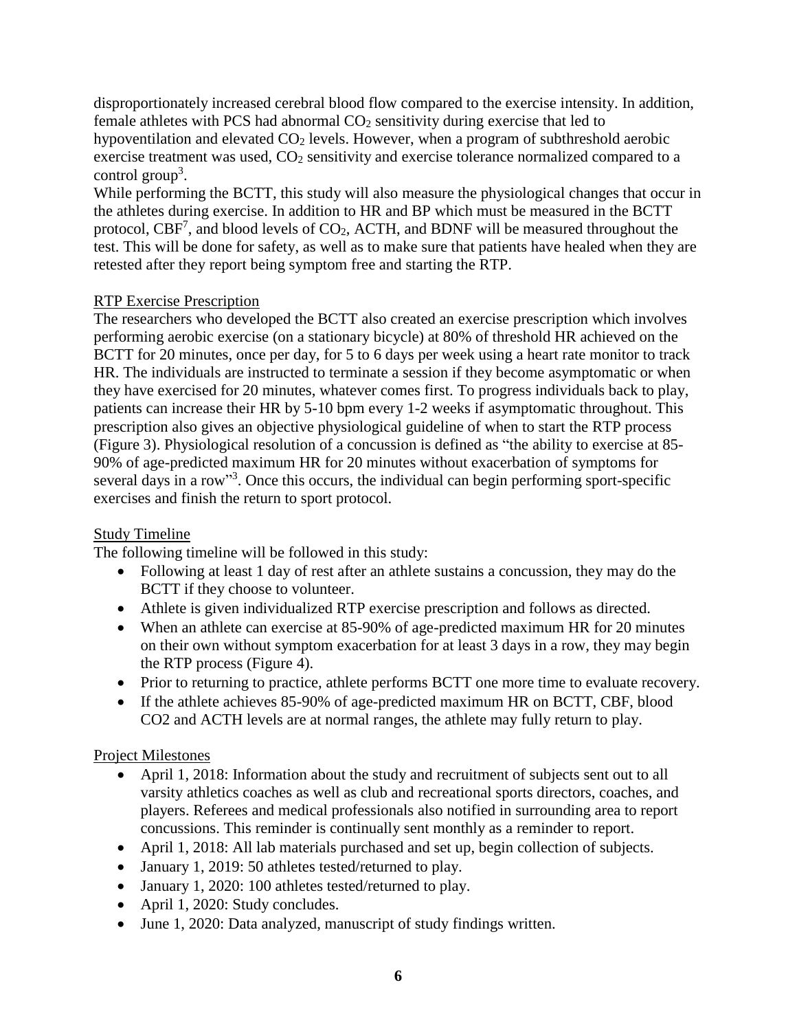disproportionately increased cerebral blood flow compared to the exercise intensity. In addition, female athletes with PCS had abnormal $CO_2$ sensitivity during exercise that led to hypoventilation and elevated $CO_2$ levels. However, when a program of subthreshold aerobic exercise treatment was used, $CO_2$ sensitivity and exercise tolerance normalized compared to a control group[3].

While performing the BCTT, this study will also measure the physiological changes that occur in the athletes during exercise. In addition to HR and BP which must be measured in the BCTT protocol, CBF[7], and blood levels of $CO_2$, ACTH, and BDNF will be measured throughout the test. This will be done for safety, as well as to make sure that patients have healed when they are retested after they report being symptom free and starting the RTP.

## RTP Exercise Prescription

The researchers who developed the BCTT also created an exercise prescription which involves performing aerobic exercise (on a stationary bicycle) at 80% of threshold HR achieved on the BCTT for 20 minutes, once per day, for 5 to 6 days per week using a heart rate monitor to track HR. The individuals are instructed to terminate a session if they become asymptomatic or when they have exercised for 20 minutes, whatever comes first. To progress individuals back to play, patients can increase their HR by 5-10 bpm every 1-2 weeks if asymptomatic throughout. This prescription also gives an objective physiological guideline of when to start the RTP process (Figure 3). Physiological resolution of a concussion is defined as "the ability to exercise at 85-90% of age-predicted maximum HR for 20 minutes without exacerbation of symptoms for several days in a row"[3]. Once this occurs, the individual can begin performing sport-specific exercises and finish the return to sport protocol.

## Study Timeline

The following timeline will be followed in this study:

- Following at least 1 day of rest after an athlete sustains a concussion, they may do the BCTT if they choose to volunteer.
- Athlete is given individualized RTP exercise prescription and follows as directed.
- When an athlete can exercise at 85-90% of age-predicted maximum HR for 20 minutes on their own without symptom exacerbation for at least 3 days in a row, they may begin the RTP process (Figure 4).
- Prior to returning to practice, athlete performs BCTT one more time to evaluate recovery.
- If the athlete achieves 85-90% of age-predicted maximum HR on BCTT, CBF, blood CO2 and ACTH levels are at normal ranges, the athlete may fully return to play.

## Project Milestones

- April 1, 2018: Information about the study and recruitment of subjects sent out to all varsity athletics coaches as well as club and recreational sports directors, coaches, and players. Referees and medical professionals also notified in surrounding area to report concussions. This reminder is continually sent monthly as a reminder to report.
- April 1, 2018: All lab materials purchased and set up, begin collection of subjects.
- January 1, 2019: 50 athletes tested/returned to play.
- January 1, 2020: 100 athletes tested/returned to play.
- April 1, 2020: Study concludes.
- June 1, 2020: Data analyzed, manuscript of study findings written.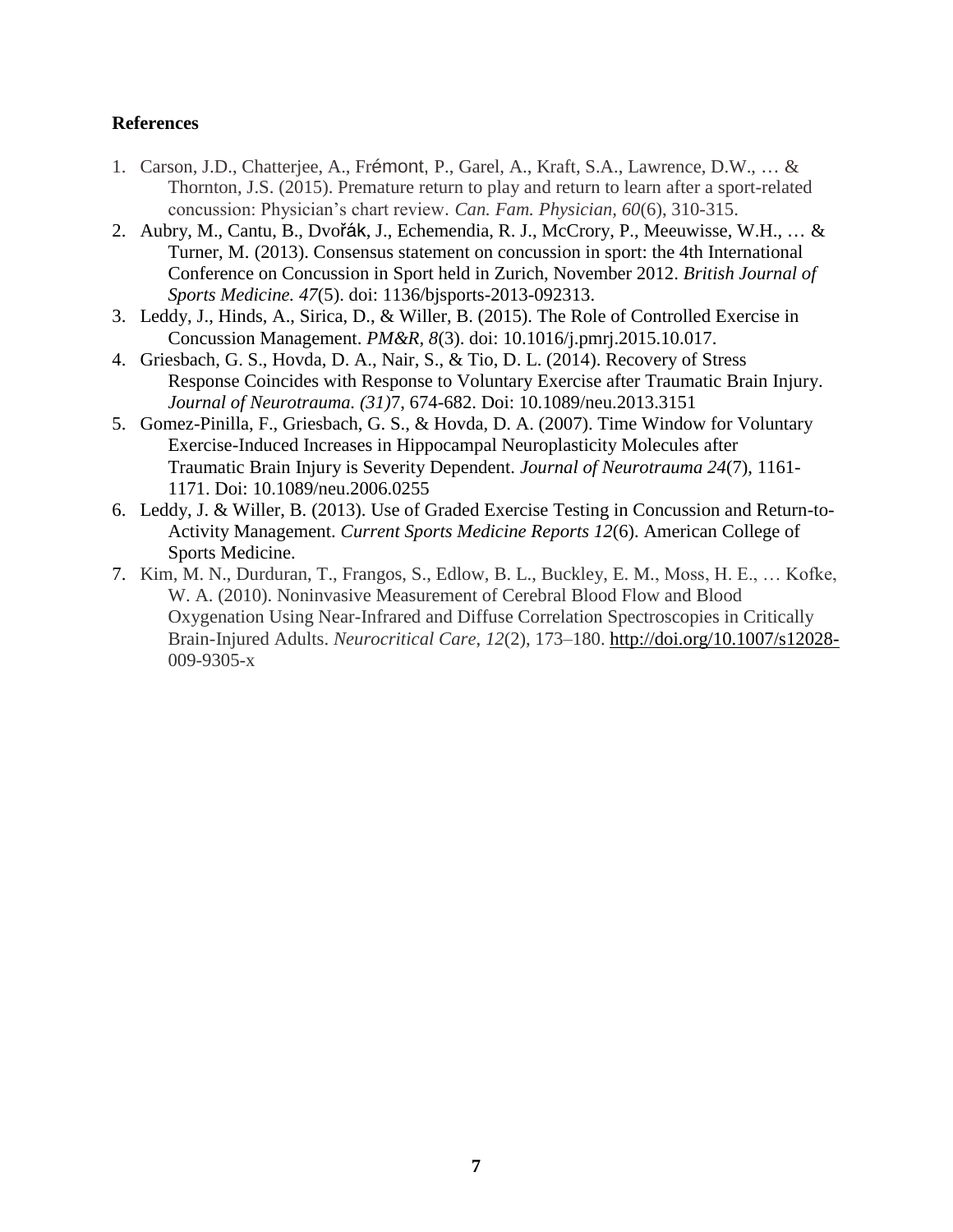**References**

1. Carson, J.D., Chatterjee, A., Frémont, P., Garel, A., Kraft, S.A., Lawrence, D.W., … & Thornton, J.S. (2015). Premature return to play and return to learn after a sport-related concussion: Physician's chart review. *Can. Fam. Physician, 60*(6), 310-315.
2. Aubry, M., Cantu, B., Dvořák, J., Echemendia, R. J., McCrory, P., Meeuwisse, W.H., … & Turner, M. (2013). Consensus statement on concussion in sport: the 4th International Conference on Concussion in Sport held in Zurich, November 2012. *British Journal of Sports Medicine. 47*(5). doi: 1136/bjsports-2013-092313.
3. Leddy, J., Hinds, A., Sirica, D., & Willer, B. (2015). The Role of Controlled Exercise in Concussion Management. *PM&R, 8*(3). doi: 10.1016/j.pmrj.2015.10.017.
4. Griesbach, G. S., Hovda, D. A., Nair, S., & Tio, D. L. (2014). Recovery of Stress Response Coincides with Response to Voluntary Exercise after Traumatic Brain Injury. *Journal of Neurotrauma. (31)*7, 674-682. Doi: 10.1089/neu.2013.3151
5. Gomez-Pinilla, F., Griesbach, G. S., & Hovda, D. A. (2007). Time Window for Voluntary Exercise-Induced Increases in Hippocampal Neuroplasticity Molecules after Traumatic Brain Injury is Severity Dependent. *Journal of Neurotrauma 24*(7), 1161-1171. Doi: 10.1089/neu.2006.0255
6. Leddy, J. & Willer, B. (2013). Use of Graded Exercise Testing in Concussion and Return-to-Activity Management. *Current Sports Medicine Reports 12*(6). American College of Sports Medicine.
7. Kim, M. N., Durduran, T., Frangos, S., Edlow, B. L., Buckley, E. M., Moss, H. E., … Kofke, W. A. (2010). Noninvasive Measurement of Cerebral Blood Flow and Blood Oxygenation Using Near-Infrared and Diffuse Correlation Spectroscopies in Critically Brain-Injured Adults. *Neurocritical Care*, *12*(2), 173–180. http://doi.org/10.1007/s12028-009-9305-x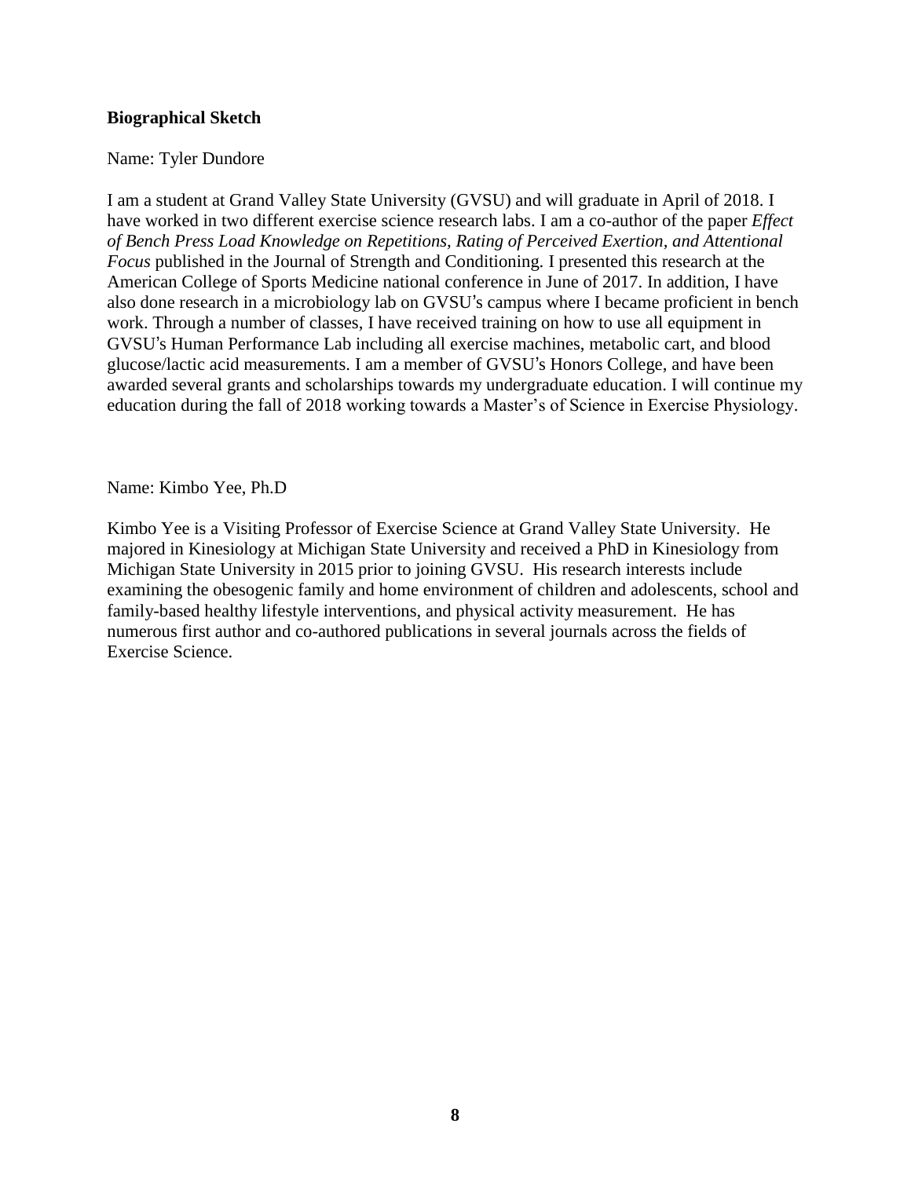**Biographical Sketch**

Name: Tyler Dundore

I am a student at Grand Valley State University (GVSU) and will graduate in April of 2018. I have worked in two different exercise science research labs. I am a co-author of the paper *Effect of Bench Press Load Knowledge on Repetitions, Rating of Perceived Exertion, and Attentional Focus* published in the Journal of Strength and Conditioning. I presented this research at the American College of Sports Medicine national conference in June of 2017. In addition, I have also done research in a microbiology lab on GVSU's campus where I became proficient in bench work. Through a number of classes, I have received training on how to use all equipment in GVSU's Human Performance Lab including all exercise machines, metabolic cart, and blood glucose/lactic acid measurements. I am a member of GVSU's Honors College, and have been awarded several grants and scholarships towards my undergraduate education. I will continue my education during the fall of 2018 working towards a Master's of Science in Exercise Physiology.

Name: Kimbo Yee, Ph.D

Kimbo Yee is a Visiting Professor of Exercise Science at Grand Valley State University. He majored in Kinesiology at Michigan State University and received a PhD in Kinesiology from Michigan State University in 2015 prior to joining GVSU. His research interests include examining the obesogenic family and home environment of children and adolescents, school and family-based healthy lifestyle interventions, and physical activity measurement. He has numerous first author and co-authored publications in several journals across the fields of Exercise Science.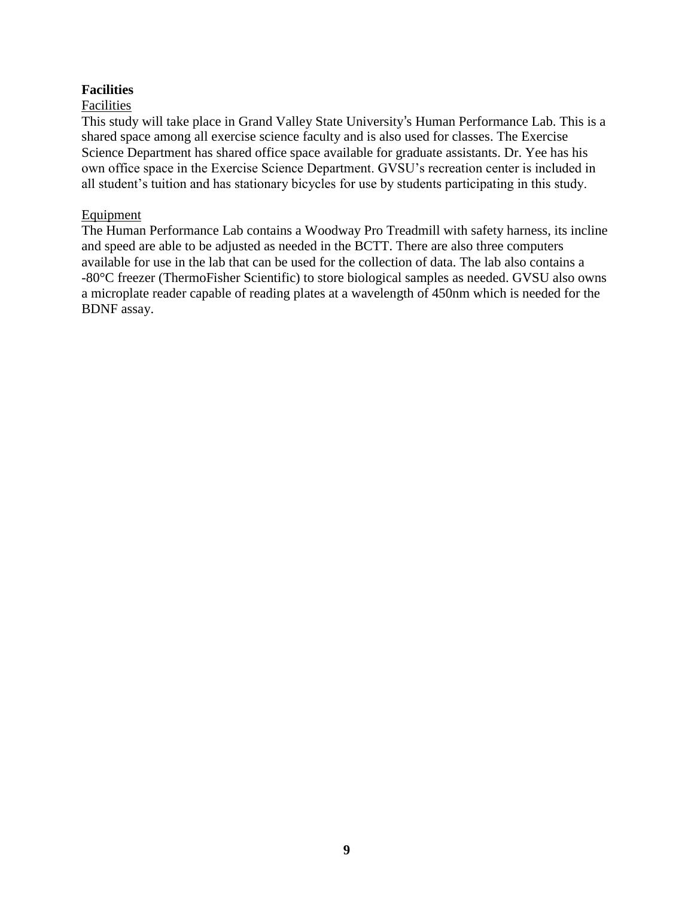## Facilities

Facilities

This study will take place in Grand Valley State University's Human Performance Lab. This is a shared space among all exercise science faculty and is also used for classes. The Exercise Science Department has shared office space available for graduate assistants. Dr. Yee has his own office space in the Exercise Science Department. GVSU's recreation center is included in all student's tuition and has stationary bicycles for use by students participating in this study.

Equipment

The Human Performance Lab contains a Woodway Pro Treadmill with safety harness, its incline and speed are able to be adjusted as needed in the BCTT. There are also three computers available for use in the lab that can be used for the collection of data. The lab also contains a -80°C freezer (ThermoFisher Scientific) to store biological samples as needed. GVSU also owns a microplate reader capable of reading plates at a wavelength of 450nm which is needed for the BDNF assay.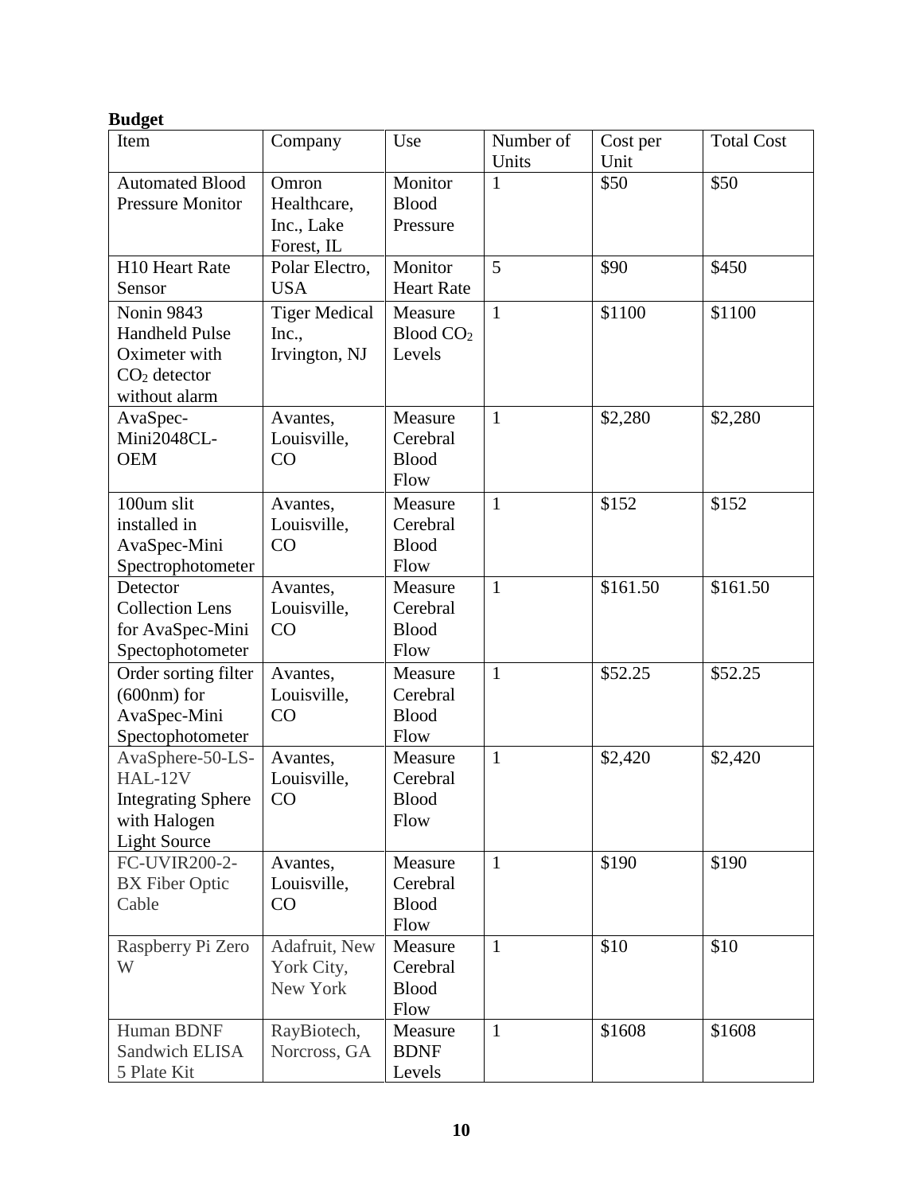**Budget**

| Item | Company | Use | Number of Units | Cost per Unit | Total Cost |
|---|---|---|---|---|---|
| Automated Blood Pressure Monitor | Omron Healthcare, Inc., Lake Forest, IL | Monitor Blood Pressure | 1 | \$50 | \$50 |
| H10 Heart Rate Sensor | Polar Electro, USA | Monitor Heart Rate | 5 | \$90 | \$450 |
| Nonin 9843 Handheld Pulse Oximeter with $CO_2$ detector without alarm | Tiger Medical Inc., Irvington, NJ | Measure Blood $CO_2$ Levels | 1 | \$1100 | \$1100 |
| AvaSpec-Mini2048CL-OEM | Avantes, Louisville, CO | Measure Cerebral Blood Flow | 1 | \$2,280 | \$2,280 |
| 100um slit installed in AvaSpec-Mini Spectrophotometer | Avantes, Louisville, CO | Measure Cerebral Blood Flow | 1 | \$152 | \$152 |
| Detector Collection Lens for AvaSpec-Mini Spectophotometer | Avantes, Louisville, CO | Measure Cerebral Blood Flow | 1 | \$161.50 | \$161.50 |
| Order sorting filter (600nm) for AvaSpec-Mini Spectophotometer | Avantes, Louisville, CO | Measure Cerebral Blood Flow | 1 | \$52.25 | \$52.25 |
| AvaSphere-50-LS-HAL-12V Integrating Sphere with Halogen Light Source | Avantes, Louisville, CO | Measure Cerebral Blood Flow | 1 | \$2,420 | \$2,420 |
| FC-UVIR200-2-BX Fiber Optic Cable | Avantes, Louisville, CO | Measure Cerebral Blood Flow | 1 | \$190 | \$190 |
| Raspberry Pi Zero W | Adafruit, New York City, New York | Measure Cerebral Blood Flow | 1 | \$10 | \$10 |
| Human BDNF Sandwich ELISA 5 Plate Kit | RayBiotech, Norcross, GA | Measure BDNF Levels | 1 | \$1608 | \$1608 |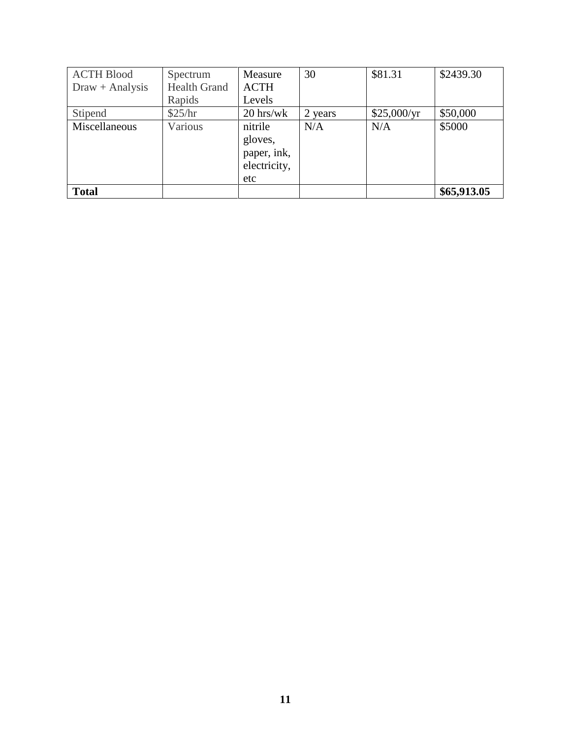| ACTH Blood Draw + Analysis | Spectrum Health Grand Rapids | Measure ACTH Levels | 30 | $81.31 | $2439.30 |
|---|---|---|---|---|---|
| Stipend | $25/hr | 20 hrs/wk | 2 years | $25,000/yr | $50,000 |
| Miscellaneous | Various | nitrile gloves, paper, ink, electricity, etc | N/A | N/A | $5000 |
| **Total** | | | | | **$65,913.05** |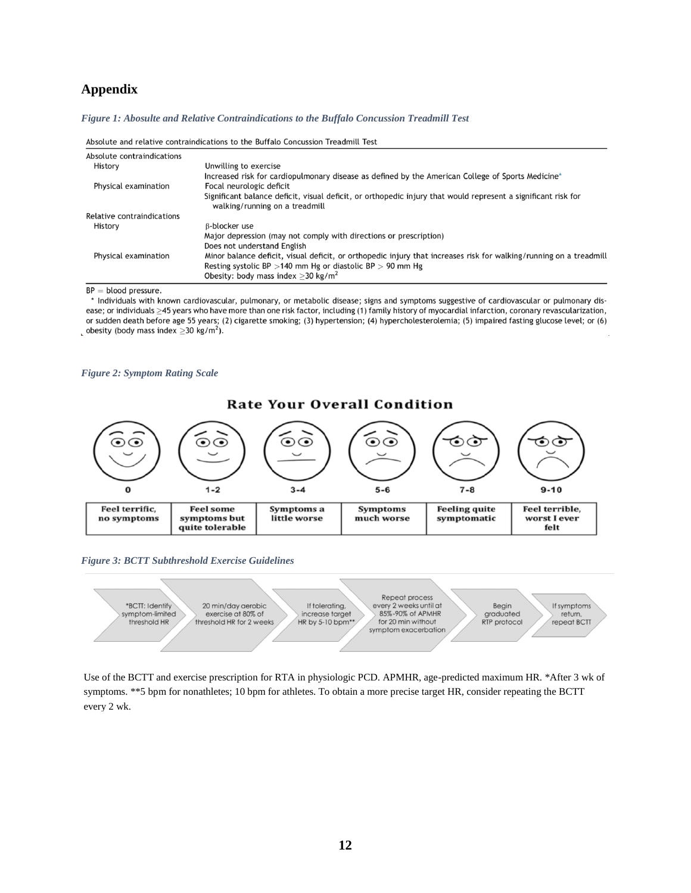## Appendix

*Figure 1: Abosulte and Relative Contraindications to the Buffalo Concussion Treadmill Test*

Absolute and relative contraindications to the Buffalo Concussion Treadmill Test

| | |
|---|---|
| **Absolute contraindications** | |
| History | Unwilling to exercise |
| | Increased risk for cardiopulmonary disease as defined by the American College of Sports Medicine* |
| Physical examination | Focal neurologic deficit |
| | Significant balance deficit, visual deficit, or orthopedic injury that would represent a significant risk for walking/running on a treadmill |
| **Relative contraindications** | |
| History | β-blocker use |
| | Major depression (may not comply with directions or prescription) |
| | Does not understand English |
| Physical examination | Minor balance deficit, visual deficit, or orthopedic injury that increases risk for walking/running on a treadmill |
| | Resting systolic BP >140 mm Hg or diastolic BP > 90 mm Hg |
| | Obesity: body mass index ≥30 kg/m$^2$ |

BP = blood pressure.

\* Individuals with known cardiovascular, pulmonary, or metabolic disease; signs and symptoms suggestive of cardiovascular or pulmonary disease; or individuals ≥45 years who have more than one risk factor, including (1) family history of myocardial infarction, coronary revascularization, or sudden death before age 55 years; (2) cigarette smoking; (3) hypertension; (4) hypercholesterolemia; (5) impaired fasting glucose level; or (6) obesity (body mass index ≥30 kg/m$^2$).

*Figure 2: Symptom Rating Scale*

**Rate Your Overall Condition**

| 0 | 1-2 | 3-4 | 5-6 | 7-8 | 9-10 |
|---|---|---|---|---|---|
| Feel terrific, no symptoms | Feel some symptoms but quite tolerable | Symptoms a little worse | Symptoms much worse | Feeling quite symptomatic | Feel terrible, worst I ever felt |

*Figure 3: BCTT Subthreshold Exercise Guidelines*

*BCTT: Identify symptom-limited threshold HR → 20 min/day aerobic exercise at 80% of threshold HR for 2 weeks → If tolerating, increase target HR by 5-10 bpm** → Repeat process every 2 weeks until at 85%-90% of APMHR for 20 min without symptom exacerbation → Begin graduated RTP protocol → If symptoms return, repeat BCTT

Use of the BCTT and exercise prescription for RTA in physiologic PCD. APMHR, age-predicted maximum HR. *After 3 wk of symptoms. **5 bpm for nonathletes; 10 bpm for athletes. To obtain a more precise target HR, consider repeating the BCTT every 2 wk.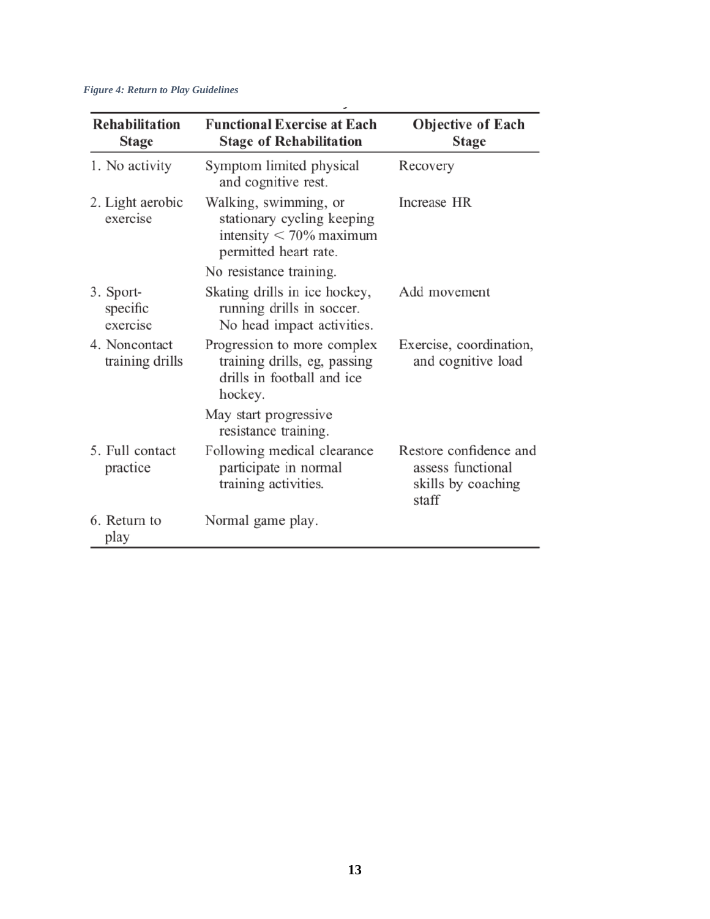*Figure 4: Return to Play Guidelines*

| Rehabilitation Stage | Functional Exercise at Each Stage of Rehabilitation | Objective of Each Stage |
| --- | --- | --- |
| 1. No activity | Symptom limited physical and cognitive rest. | Recovery |
| 2. Light aerobic exercise | Walking, swimming, or stationary cycling keeping intensity < 70% maximum permitted heart rate. No resistance training. | Increase HR |
| 3. Sport-specific exercise | Skating drills in ice hockey, running drills in soccer. No head impact activities. | Add movement |
| 4. Noncontact training drills | Progression to more complex training drills, eg, passing drills in football and ice hockey. May start progressive resistance training. | Exercise, coordination, and cognitive load |
| 5. Full contact practice | Following medical clearance participate in normal training activities. | Restore confidence and assess functional skills by coaching staff |
| 6. Return to play | Normal game play. | |